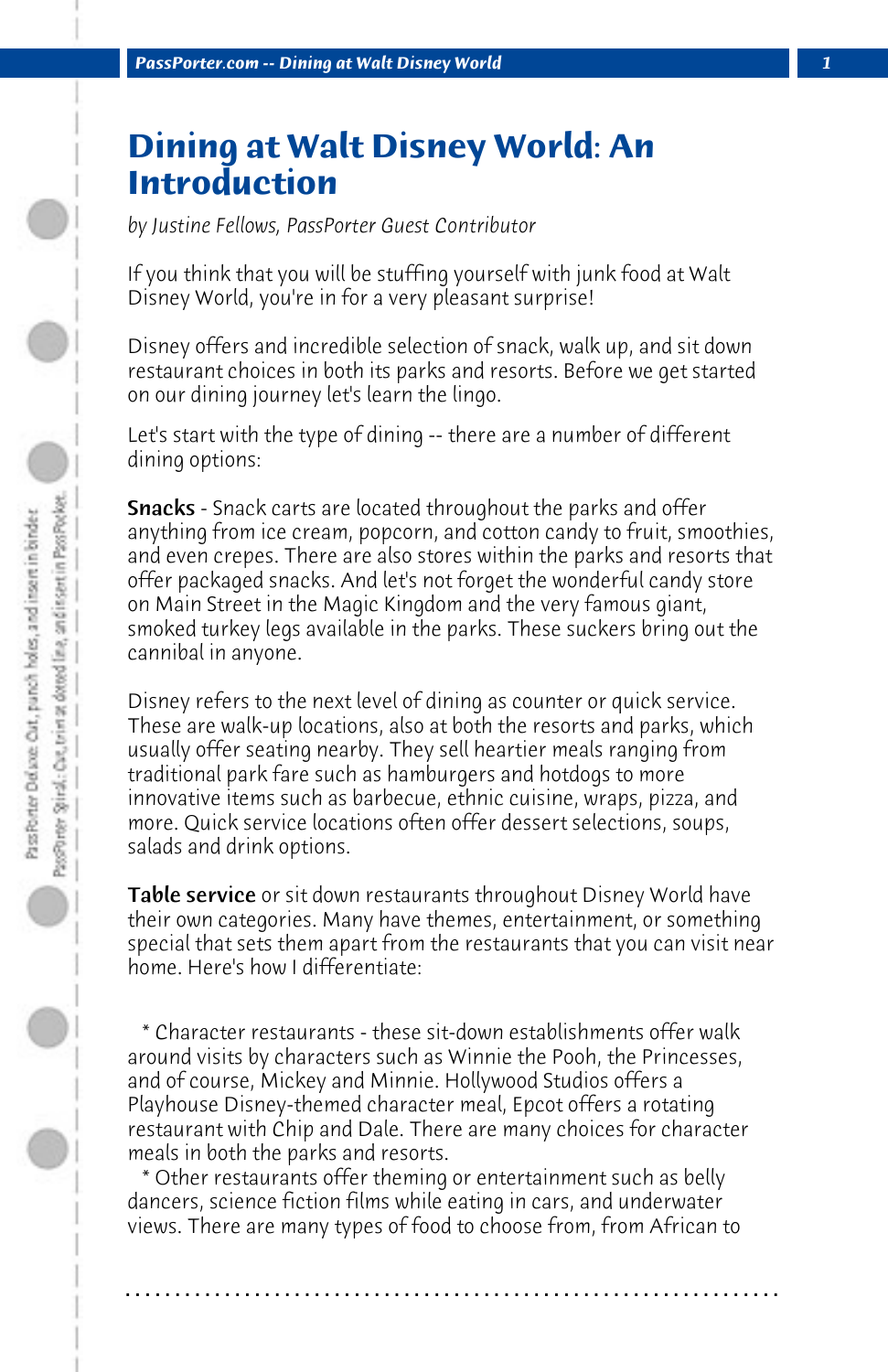# Dining at Walt Disney World: An Introduction

*by Justine Fellows, PassPorter Guest Contributor*

If you think that you will be stuffing yourself with junk food at Walt Disney World, you're in for a very pleasant surprise!

Disney offers and incredible selection of snack, walk up, and sit down restaurant choices in both its parks and resorts. Before we get started on our dining journey let's learn the lingo.

Let's start with the type of dining -- there are a number of different dining options:

**Snacks** - Snack carts are located throughout the parks and offer anything from ice cream, popcorn, and cotton candy to fruit, smoothies, and even crepes. There are also stores within the parks and resorts that offer packaged snacks. And let's not forget the wonderful candy store on Main Street in the Magic Kingdom and the very famous giant, smoked turkey legs available in the parks. These suckers bring out the cannibal in anyone.

Disney refers to the next level of dining as counter or quick service. These are walk-up locations, also at both the resorts and parks, which usually offer seating nearby. They sell heartier meals ranging from traditional park fare such as hamburgers and hotdogs to more innovative items such as barbecue, ethnic cuisine, wraps, pizza, and more. Quick service locations often offer dessert selections, soups, salads and drink options.

**Table service** or sit down restaurants throughout Disney World have their own categories. Many have themes, entertainment, or something special that sets them apart from the restaurants that you can visit near home. Here's how I differentiate:

* Character restaurants - these sit-down establishments offer walk around visits by characters such as Winnie the Pooh, the Princesses, and of course, Mickey and Minnie. Hollywood Studios offers a Playhouse Disney-themed character meal, Epcot offers a rotating restaurant with Chip and Dale. There are many choices for character meals in both the parks and resorts.
* Other restaurants offer theming or entertainment such as belly dancers, science fiction films while eating in cars, and underwater views. There are many types of food to choose from, from African to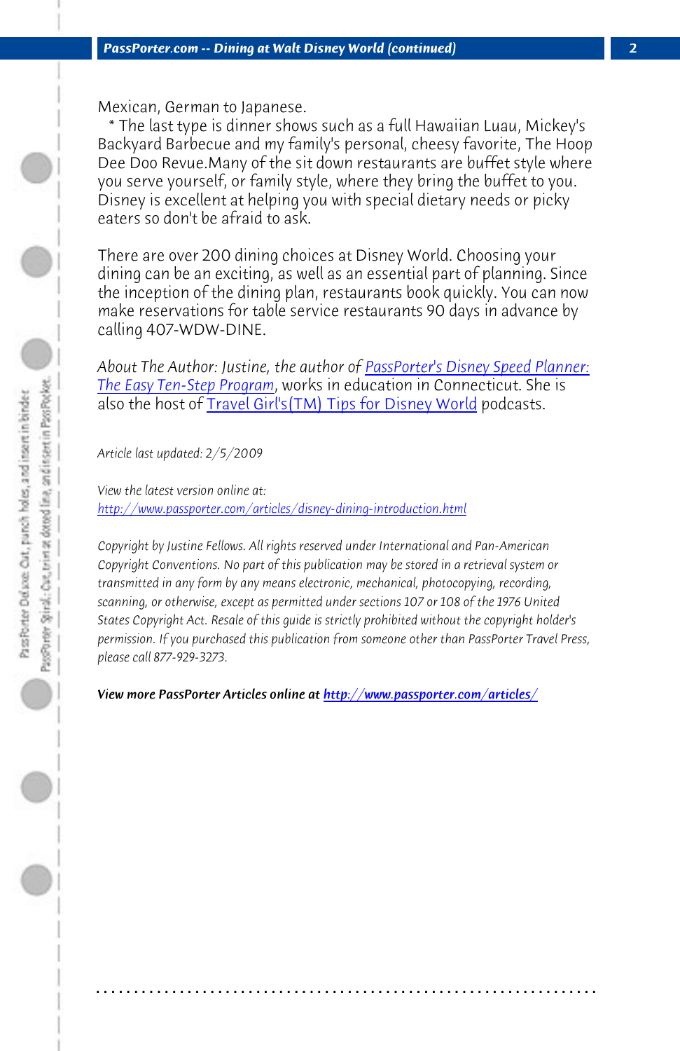Mexican, German to Japanese.

* The last type is dinner shows such as a full Hawaiian Luau, Mickey's Backyard Barbecue and my family's personal, cheesy favorite, The Hoop Dee Doo Revue.Many of the sit down restaurants are buffet style where you serve yourself, or family style, where they bring the buffet to you. Disney is excellent at helping you with special dietary needs or picky eaters so don't be afraid to ask.

There are over 200 dining choices at Disney World. Choosing your dining can be an exciting, as well as an essential part of planning. Since the inception of the dining plan, restaurants book quickly. You can now make reservations for table service restaurants 90 days in advance by calling 407-WDW-DINE.

*About The Author: Justine, the author of* [PassPorter's Disney Speed Planner: The Easy Ten-Step Program](), works in education in Connecticut. She is also the host of [Travel Girl's(TM) Tips for Disney World]() podcasts.

*Article last updated: 2/5/2009*

*View the latest version online at:*
*[http://www.passporter.com/articles/disney-dining-introduction.html](http://www.passporter.com/articles/disney-dining-introduction.html)*

*Copyright by Justine Fellows. All rights reserved under International and Pan-American Copyright Conventions. No part of this publication may be stored in a retrieval system or transmitted in any form by any means electronic, mechanical, photocopying, recording, scanning, or otherwise, except as permitted under sections 107 or 108 of the 1976 United States Copyright Act. Resale of this guide is strictly prohibited without the copyright holder's permission. If you purchased this publication from someone other than PassPorter Travel Press, please call 877-929-3273.*

***View more PassPorter Articles online at [http://www.passporter.com/articles/](http://www.passporter.com/articles/)***